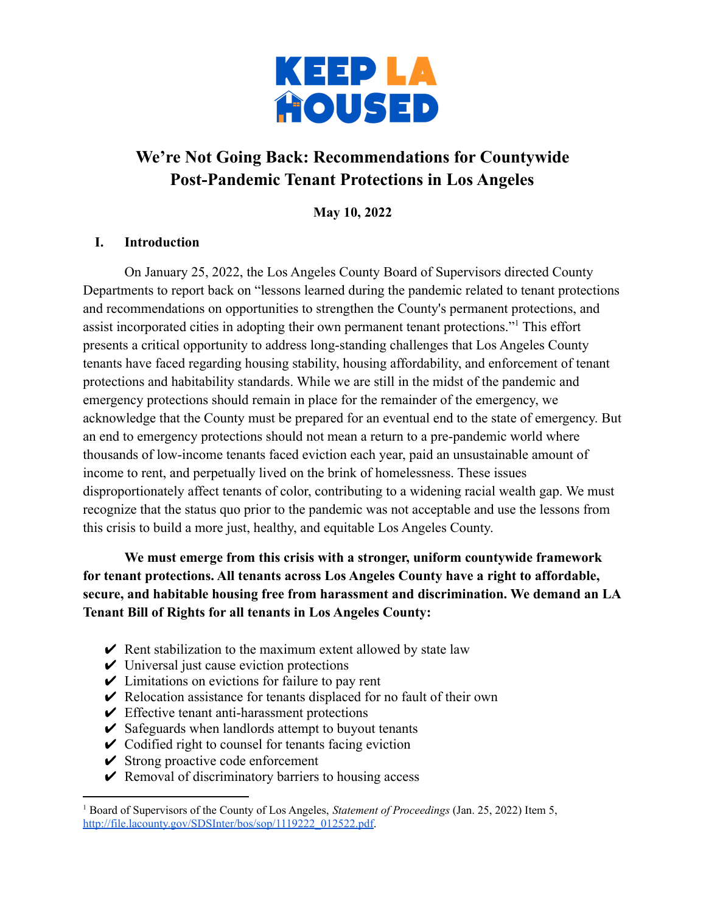KEEP LA HOUSED

# We're Not Going Back: Recommendations for Countywide Post-Pandemic Tenant Protections in Los Angeles

**May 10, 2022**

## I. Introduction

On January 25, 2022, the Los Angeles County Board of Supervisors directed County Departments to report back on "lessons learned during the pandemic related to tenant protections and recommendations on opportunities to strengthen the County's permanent protections, and assist incorporated cities in adopting their own permanent tenant protections."[1] This effort presents a critical opportunity to address long-standing challenges that Los Angeles County tenants have faced regarding housing stability, housing affordability, and enforcement of tenant protections and habitability standards. While we are still in the midst of the pandemic and emergency protections should remain in place for the remainder of the emergency, we acknowledge that the County must be prepared for an eventual end to the state of emergency. But an end to emergency protections should not mean a return to a pre-pandemic world where thousands of low-income tenants faced eviction each year, paid an unsustainable amount of income to rent, and perpetually lived on the brink of homelessness. These issues disproportionately affect tenants of color, contributing to a widening racial wealth gap. We must recognize that the status quo prior to the pandemic was not acceptable and use the lessons from this crisis to build a more just, healthy, and equitable Los Angeles County.

**We must emerge from this crisis with a stronger, uniform countywide framework for tenant protections. All tenants across Los Angeles County have a right to affordable, secure, and habitable housing free from harassment and discrimination. We demand an LA Tenant Bill of Rights for all tenants in Los Angeles County:**

- ✔ Rent stabilization to the maximum extent allowed by state law
- ✔ Universal just cause eviction protections
- ✔ Limitations on evictions for failure to pay rent
- ✔ Relocation assistance for tenants displaced for no fault of their own
- ✔ Effective tenant anti-harassment protections
- ✔ Safeguards when landlords attempt to buyout tenants
- ✔ Codified right to counsel for tenants facing eviction
- ✔ Strong proactive code enforcement
- ✔ Removal of discriminatory barriers to housing access

---

[1] Board of Supervisors of the County of Los Angeles, *Statement of Proceedings* (Jan. 25, 2022) Item 5, http://file.lacounty.gov/SDSInter/bos/sop/1119222_012522.pdf.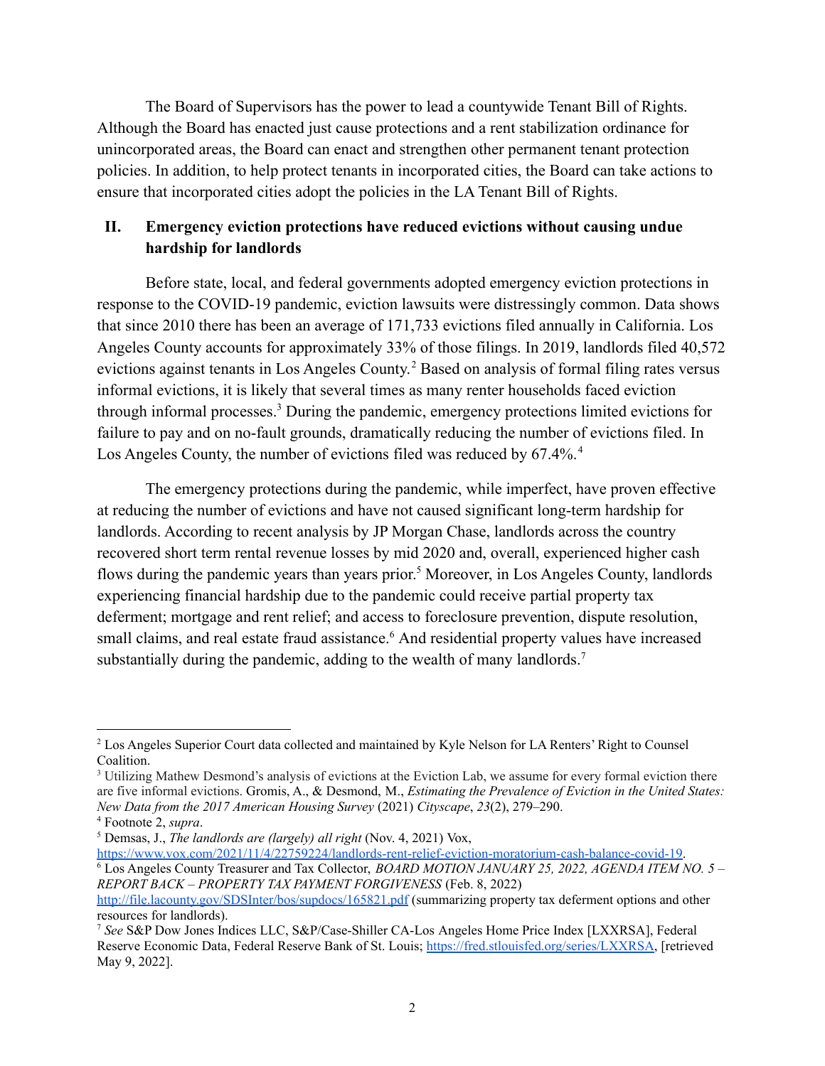The Board of Supervisors has the power to lead a countywide Tenant Bill of Rights. Although the Board has enacted just cause protections and a rent stabilization ordinance for unincorporated areas, the Board can enact and strengthen other permanent tenant protection policies. In addition, to help protect tenants in incorporated cities, the Board can take actions to ensure that incorporated cities adopt the policies in the LA Tenant Bill of Rights.

## II. Emergency eviction protections have reduced evictions without causing undue hardship for landlords

Before state, local, and federal governments adopted emergency eviction protections in response to the COVID-19 pandemic, eviction lawsuits were distressingly common. Data shows that since 2010 there has been an average of 171,733 evictions filed annually in California. Los Angeles County accounts for approximately 33% of those filings. In 2019, landlords filed 40,572 evictions against tenants in Los Angeles County.[2] Based on analysis of formal filing rates versus informal evictions, it is likely that several times as many renter households faced eviction through informal processes.[3] During the pandemic, emergency protections limited evictions for failure to pay and on no-fault grounds, dramatically reducing the number of evictions filed. In Los Angeles County, the number of evictions filed was reduced by 67.4%.[4]

The emergency protections during the pandemic, while imperfect, have proven effective at reducing the number of evictions and have not caused significant long-term hardship for landlords. According to recent analysis by JP Morgan Chase, landlords across the country recovered short term rental revenue losses by mid 2020 and, overall, experienced higher cash flows during the pandemic years than years prior.[5] Moreover, in Los Angeles County, landlords experiencing financial hardship due to the pandemic could receive partial property tax deferment; mortgage and rent relief; and access to foreclosure prevention, dispute resolution, small claims, and real estate fraud assistance.[6] And residential property values have increased substantially during the pandemic, adding to the wealth of many landlords.[7]

---

[2] Los Angeles Superior Court data collected and maintained by Kyle Nelson for LA Renters' Right to Counsel Coalition.

[3] Utilizing Mathew Desmond's analysis of evictions at the Eviction Lab, we assume for every formal eviction there are five informal evictions. Gromis, A., & Desmond, M., *Estimating the Prevalence of Eviction in the United States: New Data from the 2017 American Housing Survey* (2021) *Cityscape*, *23*(2), 279–290.

[4] Footnote 2, *supra*.

[5] Demsas, J., *The landlords are (largely) all right* (Nov. 4, 2021) Vox, https://www.vox.com/2021/11/4/22759224/landlords-rent-relief-eviction-moratorium-cash-balance-covid-19.

[6] Los Angeles County Treasurer and Tax Collector, *BOARD MOTION JANUARY 25, 2022, AGENDA ITEM NO. 5 – REPORT BACK – PROPERTY TAX PAYMENT FORGIVENESS* (Feb. 8, 2022) http://file.lacounty.gov/SDSInter/bos/supdocs/165821.pdf (summarizing property tax deferment options and other resources for landlords).

[7] *See* S&P Dow Jones Indices LLC, S&P/Case-Shiller CA-Los Angeles Home Price Index [LXXRSA], Federal Reserve Economic Data, Federal Reserve Bank of St. Louis; https://fred.stlouisfed.org/series/LXXRSA, [retrieved May 9, 2022].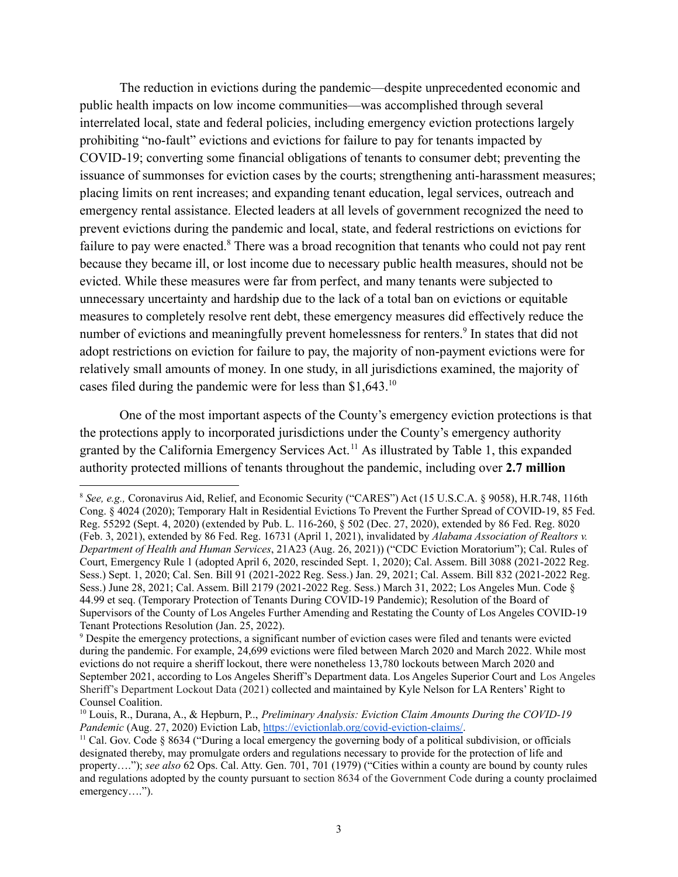The reduction in evictions during the pandemic—despite unprecedented economic and public health impacts on low income communities—was accomplished through several interrelated local, state and federal policies, including emergency eviction protections largely prohibiting "no-fault" evictions and evictions for failure to pay for tenants impacted by COVID-19; converting some financial obligations of tenants to consumer debt; preventing the issuance of summonses for eviction cases by the courts; strengthening anti-harassment measures; placing limits on rent increases; and expanding tenant education, legal services, outreach and emergency rental assistance. Elected leaders at all levels of government recognized the need to prevent evictions during the pandemic and local, state, and federal restrictions on evictions for failure to pay were enacted.[8] There was a broad recognition that tenants who could not pay rent because they became ill, or lost income due to necessary public health measures, should not be evicted. While these measures were far from perfect, and many tenants were subjected to unnecessary uncertainty and hardship due to the lack of a total ban on evictions or equitable measures to completely resolve rent debt, these emergency measures did effectively reduce the number of evictions and meaningfully prevent homelessness for renters.[9] In states that did not adopt restrictions on eviction for failure to pay, the majority of non-payment evictions were for relatively small amounts of money. In one study, in all jurisdictions examined, the majority of cases filed during the pandemic were for less than $1,643.[10]

One of the most important aspects of the County's emergency eviction protections is that the protections apply to incorporated jurisdictions under the County's emergency authority granted by the California Emergency Services Act.[11] As illustrated by Table 1, this expanded authority protected millions of tenants throughout the pandemic, including over **2.7 million**

---

[8] *See, e.g.,* Coronavirus Aid, Relief, and Economic Security ("CARES") Act (15 U.S.C.A. § 9058), H.R.748, 116th Cong. § 4024 (2020); Temporary Halt in Residential Evictions To Prevent the Further Spread of COVID-19, 85 Fed. Reg. 55292 (Sept. 4, 2020) (extended by Pub. L. 116-260, § 502 (Dec. 27, 2020), extended by 86 Fed. Reg. 8020 (Feb. 3, 2021), extended by 86 Fed. Reg. 16731 (April 1, 2021), invalidated by *Alabama Association of Realtors v. Department of Health and Human Services*, 21A23 (Aug. 26, 2021)) ("CDC Eviction Moratorium"); Cal. Rules of Court, Emergency Rule 1 (adopted April 6, 2020, rescinded Sept. 1, 2020); Cal. Assem. Bill 3088 (2021-2022 Reg. Sess.) Sept. 1, 2020; Cal. Sen. Bill 91 (2021-2022 Reg. Sess.) Jan. 29, 2021; Cal. Assem. Bill 832 (2021-2022 Reg. Sess.) June 28, 2021; Cal. Assem. Bill 2179 (2021-2022 Reg. Sess.) March 31, 2022; Los Angeles Mun. Code § 44.99 et seq. (Temporary Protection of Tenants During COVID-19 Pandemic); Resolution of the Board of Supervisors of the County of Los Angeles Further Amending and Restating the County of Los Angeles COVID-19 Tenant Protections Resolution (Jan. 25, 2022).

[9] Despite the emergency protections, a significant number of eviction cases were filed and tenants were evicted during the pandemic. For example, 24,699 evictions were filed between March 2020 and March 2022. While most evictions do not require a sheriff lockout, there were nonetheless 13,780 lockouts between March 2020 and September 2021, according to Los Angeles Sheriff's Department data. Los Angeles Superior Court and Los Angeles Sheriff's Department Lockout Data (2021) collected and maintained by Kyle Nelson for LA Renters' Right to Counsel Coalition.

[10] Louis, R., Durana, A., & Hepburn, P.., *Preliminary Analysis: Eviction Claim Amounts During the COVID-19 Pandemic* (Aug. 27, 2020) Eviction Lab, https://evictionlab.org/covid-eviction-claims/.

[11] Cal. Gov. Code § 8634 ("During a local emergency the governing body of a political subdivision, or officials designated thereby, may promulgate orders and regulations necessary to provide for the protection of life and property…."); *see also* 62 Ops. Cal. Atty. Gen. 701, 701 (1979) ("Cities within a county are bound by county rules and regulations adopted by the county pursuant to section 8634 of the Government Code during a county proclaimed emergency….").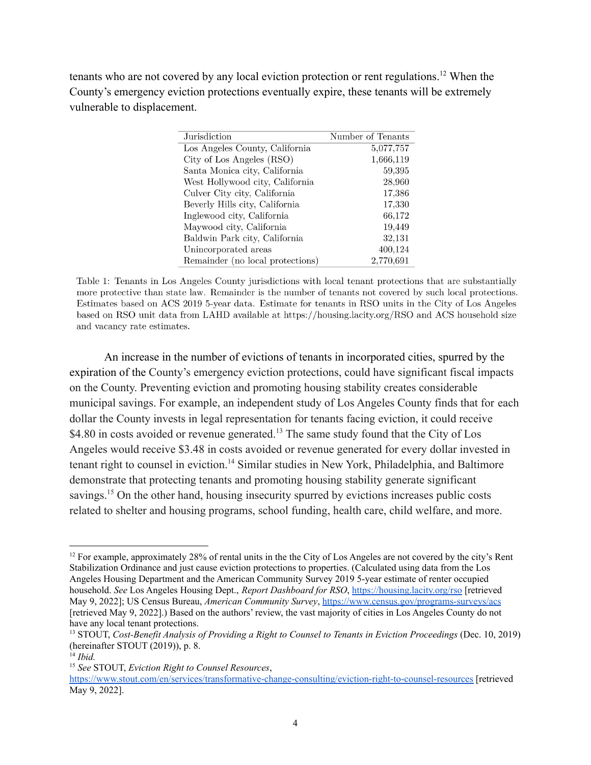tenants who are not covered by any local eviction protection or rent regulations.[12] When the County's emergency eviction protections eventually expire, these tenants will be extremely vulnerable to displacement.

| Jurisdiction | Number of Tenants |
|---|---|
| Los Angeles County, California | 5,077,757 |
| City of Los Angeles (RSO) | 1,666,119 |
| Santa Monica city, California | 59,395 |
| West Hollywood city, California | 28,960 |
| Culver City city, California | 17,386 |
| Beverly Hills city, California | 17,330 |
| Inglewood city, California | 66,172 |
| Maywood city, California | 19,449 |
| Baldwin Park city, California | 32,131 |
| Unincorporated areas | 400,124 |
| Remainder (no local protections) | 2,770,691 |

Table 1: Tenants in Los Angeles County jurisdictions with local tenant protections that are substantially more protective than state law. Remainder is the number of tenants not covered by such local protections. Estimates based on ACS 2019 5-year data. Estimate for tenants in RSO units in the City of Los Angeles based on RSO unit data from LAHD available at https://housing.lacity.org/RSO and ACS household size and vacancy rate estimates.

An increase in the number of evictions of tenants in incorporated cities, spurred by the expiration of the County's emergency eviction protections, could have significant fiscal impacts on the County. Preventing eviction and promoting housing stability creates considerable municipal savings. For example, an independent study of Los Angeles County finds that for each dollar the County invests in legal representation for tenants facing eviction, it could receive $4.80 in costs avoided or revenue generated.[13] The same study found that the City of Los Angeles would receive $3.48 in costs avoided or revenue generated for every dollar invested in tenant right to counsel in eviction.[14] Similar studies in New York, Philadelphia, and Baltimore demonstrate that protecting tenants and promoting housing stability generate significant savings.[15] On the other hand, housing insecurity spurred by evictions increases public costs related to shelter and housing programs, school funding, health care, child welfare, and more.

---

[12] For example, approximately 28% of rental units in the the City of Los Angeles are not covered by the city's Rent Stabilization Ordinance and just cause eviction protections to properties. (Calculated using data from the Los Angeles Housing Department and the American Community Survey 2019 5-year estimate of renter occupied household. *See* Los Angeles Housing Dept., *Report Dashboard for RSO*, https://housing.lacity.org/rso [retrieved May 9, 2022]; US Census Bureau, *American Community Survey*, https://www.census.gov/programs-surveys/acs [retrieved May 9, 2022].) Based on the authors' review, the vast majority of cities in Los Angeles County do not have any local tenant protections.

[13] STOUT, *Cost-Benefit Analysis of Providing a Right to Counsel to Tenants in Eviction Proceedings* (Dec. 10, 2019) (hereinafter STOUT (2019)), p. 8.

[14] *Ibid.*

[15] *See* STOUT, *Eviction Right to Counsel Resources*, https://www.stout.com/en/services/transformative-change-consulting/eviction-right-to-counsel-resources [retrieved May 9, 2022].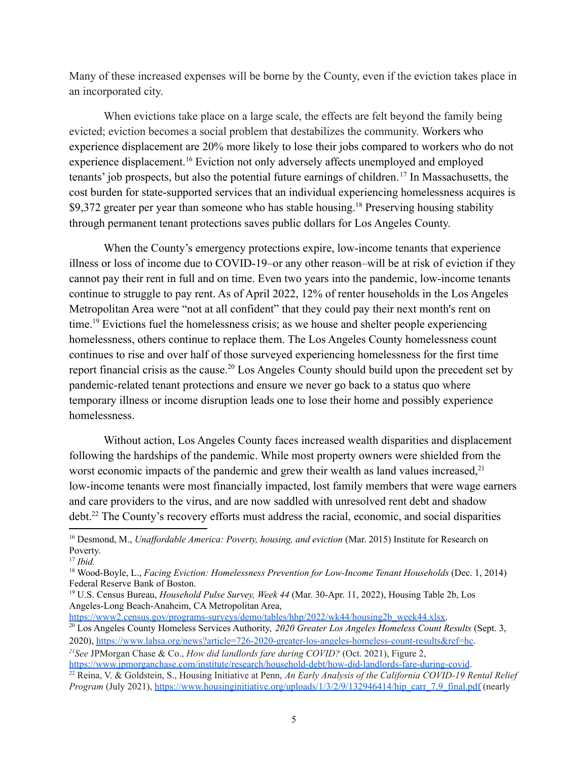Many of these increased expenses will be borne by the County, even if the eviction takes place in an incorporated city.

When evictions take place on a large scale, the effects are felt beyond the family being evicted; eviction becomes a social problem that destabilizes the community. Workers who experience displacement are 20% more likely to lose their jobs compared to workers who do not experience displacement.[16] Eviction not only adversely affects unemployed and employed tenants' job prospects, but also the potential future earnings of children.[17] In Massachusetts, the cost burden for state-supported services that an individual experiencing homelessness acquires is $9,372 greater per year than someone who has stable housing.[18] Preserving housing stability through permanent tenant protections saves public dollars for Los Angeles County.

When the County's emergency protections expire, low-income tenants that experience illness or loss of income due to COVID-19–or any other reason–will be at risk of eviction if they cannot pay their rent in full and on time. Even two years into the pandemic, low-income tenants continue to struggle to pay rent. As of April 2022, 12% of renter households in the Los Angeles Metropolitan Area were "not at all confident" that they could pay their next month's rent on time.[19] Evictions fuel the homelessness crisis; as we house and shelter people experiencing homelessness, others continue to replace them. The Los Angeles County homelessness count continues to rise and over half of those surveyed experiencing homelessness for the first time report financial crisis as the cause.[20] Los Angeles County should build upon the precedent set by pandemic-related tenant protections and ensure we never go back to a status quo where temporary illness or income disruption leads one to lose their home and possibly experience homelessness.

Without action, Los Angeles County faces increased wealth disparities and displacement following the hardships of the pandemic. While most property owners were shielded from the worst economic impacts of the pandemic and grew their wealth as land values increased,[21] low-income tenants were most financially impacted, lost family members that were wage earners and care providers to the virus, and are now saddled with unresolved rent debt and shadow debt.[22] The County's recovery efforts must address the racial, economic, and social disparities

---

[16] Desmond, M., *Unaffordable America: Poverty, housing, and eviction* (Mar. 2015) Institute for Research on Poverty.

[17] *Ibid.*

[18] Wood-Boyle, L., *Facing Eviction: Homelessness Prevention for Low-Income Tenant Households* (Dec. 1, 2014) Federal Reserve Bank of Boston.

[19] U.S. Census Bureau, *Household Pulse Survey, Week 44* (Mar. 30-Apr. 11, 2022), Housing Table 2b, Los Angeles-Long Beach-Anaheim, CA Metropolitan Area, https://www2.census.gov/programs-surveys/demo/tables/hhp/2022/wk44/housing2b_week44.xlsx.

[20] Los Angeles County Homeless Services Authority, *2020 Greater Los Angeles Homeless Count Results* (Sept. 3, 2020), https://www.lahsa.org/news?article=726-2020-greater-los-angeles-homeless-count-results&ref=hc.

[21] *See* JPMorgan Chase & Co., *How did landlords fare during COVID?* (Oct. 2021), Figure 2, https://www.jpmorganchase.com/institute/research/household-debt/how-did-landlords-fare-during-covid.

[22] Reina, V. & Goldstein, S., Housing Initiative at Penn, *An Early Analysis of the California COVID-19 Rental Relief Program* (July 2021), https://www.housinginitiative.org/uploads/1/3/2/9/132946414/hip_carr_7.9_final.pdf (nearly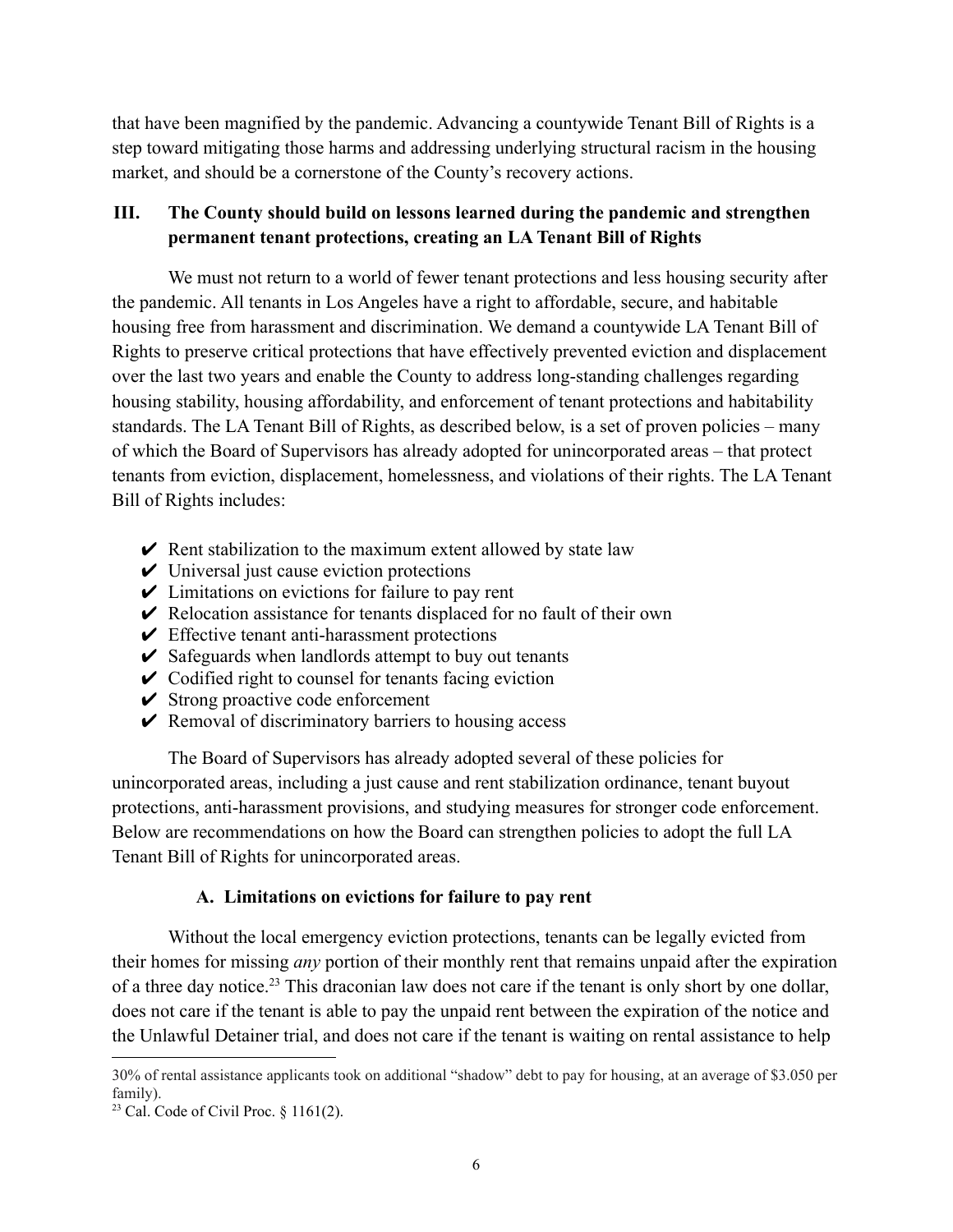that have been magnified by the pandemic. Advancing a countywide Tenant Bill of Rights is a step toward mitigating those harms and addressing underlying structural racism in the housing market, and should be a cornerstone of the County's recovery actions.

## III. The County should build on lessons learned during the pandemic and strengthen permanent tenant protections, creating an LA Tenant Bill of Rights

We must not return to a world of fewer tenant protections and less housing security after the pandemic. All tenants in Los Angeles have a right to affordable, secure, and habitable housing free from harassment and discrimination. We demand a countywide LA Tenant Bill of Rights to preserve critical protections that have effectively prevented eviction and displacement over the last two years and enable the County to address long-standing challenges regarding housing stability, housing affordability, and enforcement of tenant protections and habitability standards. The LA Tenant Bill of Rights, as described below, is a set of proven policies – many of which the Board of Supervisors has already adopted for unincorporated areas – that protect tenants from eviction, displacement, homelessness, and violations of their rights. The LA Tenant Bill of Rights includes:

- ✔ Rent stabilization to the maximum extent allowed by state law
- ✔ Universal just cause eviction protections
- ✔ Limitations on evictions for failure to pay rent
- ✔ Relocation assistance for tenants displaced for no fault of their own
- ✔ Effective tenant anti-harassment protections
- ✔ Safeguards when landlords attempt to buy out tenants
- ✔ Codified right to counsel for tenants facing eviction
- ✔ Strong proactive code enforcement
- ✔ Removal of discriminatory barriers to housing access

The Board of Supervisors has already adopted several of these policies for unincorporated areas, including a just cause and rent stabilization ordinance, tenant buyout protections, anti-harassment provisions, and studying measures for stronger code enforcement. Below are recommendations on how the Board can strengthen policies to adopt the full LA Tenant Bill of Rights for unincorporated areas.

### A. Limitations on evictions for failure to pay rent

Without the local emergency eviction protections, tenants can be legally evicted from their homes for missing *any* portion of their monthly rent that remains unpaid after the expiration of a three day notice.[23] This draconian law does not care if the tenant is only short by one dollar, does not care if the tenant is able to pay the unpaid rent between the expiration of the notice and the Unlawful Detainer trial, and does not care if the tenant is waiting on rental assistance to help

---

30% of rental assistance applicants took on additional "shadow" debt to pay for housing, at an average of $3.050 per family).

[23] Cal. Code of Civil Proc. § 1161(2).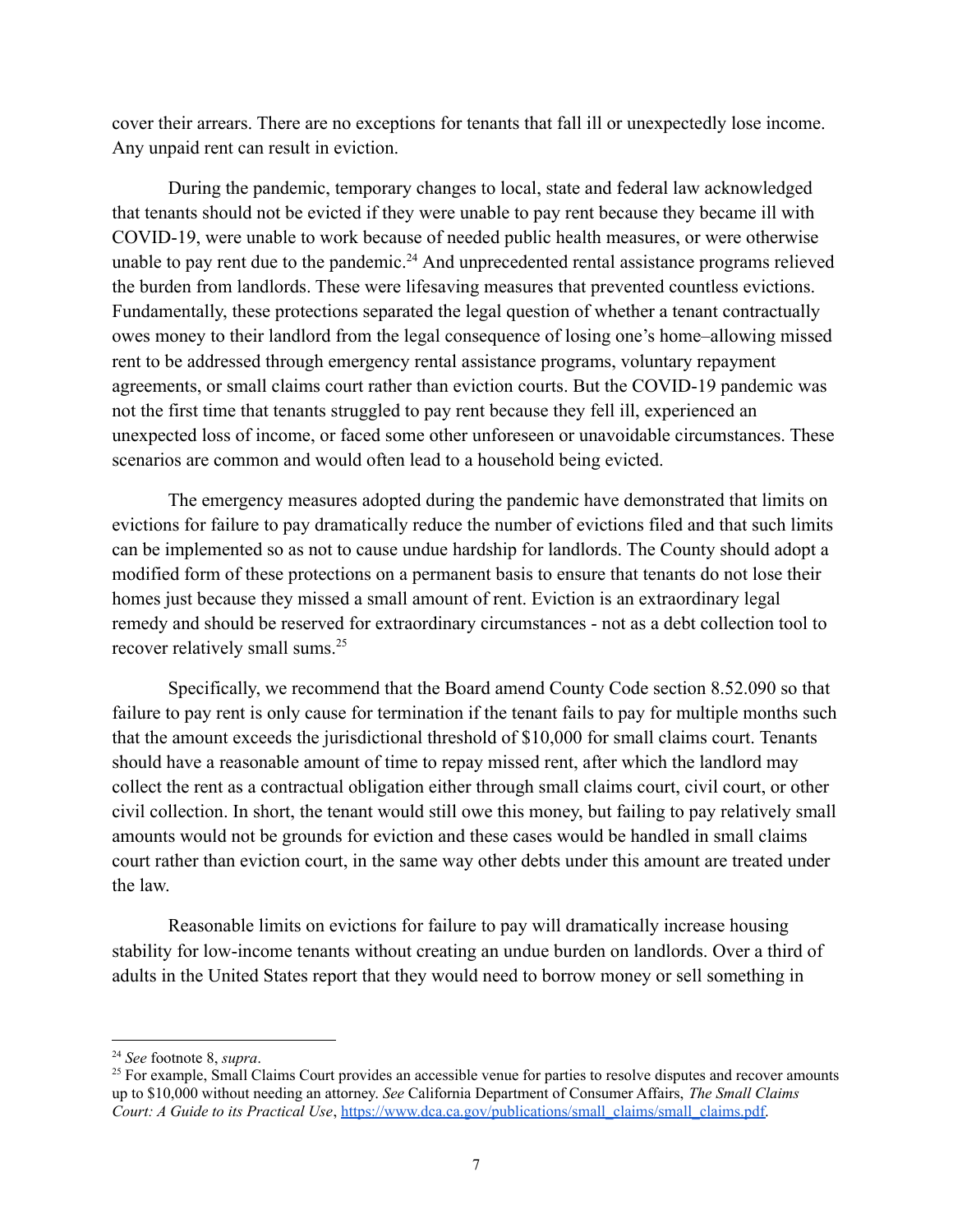cover their arrears. There are no exceptions for tenants that fall ill or unexpectedly lose income. Any unpaid rent can result in eviction.

During the pandemic, temporary changes to local, state and federal law acknowledged that tenants should not be evicted if they were unable to pay rent because they became ill with COVID-19, were unable to work because of needed public health measures, or were otherwise unable to pay rent due to the pandemic.[24] And unprecedented rental assistance programs relieved the burden from landlords. These were lifesaving measures that prevented countless evictions. Fundamentally, these protections separated the legal question of whether a tenant contractually owes money to their landlord from the legal consequence of losing one's home–allowing missed rent to be addressed through emergency rental assistance programs, voluntary repayment agreements, or small claims court rather than eviction courts. But the COVID-19 pandemic was not the first time that tenants struggled to pay rent because they fell ill, experienced an unexpected loss of income, or faced some other unforeseen or unavoidable circumstances. These scenarios are common and would often lead to a household being evicted.

The emergency measures adopted during the pandemic have demonstrated that limits on evictions for failure to pay dramatically reduce the number of evictions filed and that such limits can be implemented so as not to cause undue hardship for landlords. The County should adopt a modified form of these protections on a permanent basis to ensure that tenants do not lose their homes just because they missed a small amount of rent. Eviction is an extraordinary legal remedy and should be reserved for extraordinary circumstances - not as a debt collection tool to recover relatively small sums.[25]

Specifically, we recommend that the Board amend County Code section 8.52.090 so that failure to pay rent is only cause for termination if the tenant fails to pay for multiple months such that the amount exceeds the jurisdictional threshold of $10,000 for small claims court. Tenants should have a reasonable amount of time to repay missed rent, after which the landlord may collect the rent as a contractual obligation either through small claims court, civil court, or other civil collection. In short, the tenant would still owe this money, but failing to pay relatively small amounts would not be grounds for eviction and these cases would be handled in small claims court rather than eviction court, in the same way other debts under this amount are treated under the law.

Reasonable limits on evictions for failure to pay will dramatically increase housing stability for low-income tenants without creating an undue burden on landlords. Over a third of adults in the United States report that they would need to borrow money or sell something in

---

[24] *See* footnote 8, *supra*.

[25] For example, Small Claims Court provides an accessible venue for parties to resolve disputes and recover amounts up to $10,000 without needing an attorney. *See* California Department of Consumer Affairs, *The Small Claims Court: A Guide to its Practical Use*, https://www.dca.ca.gov/publications/small_claims/small_claims.pdf.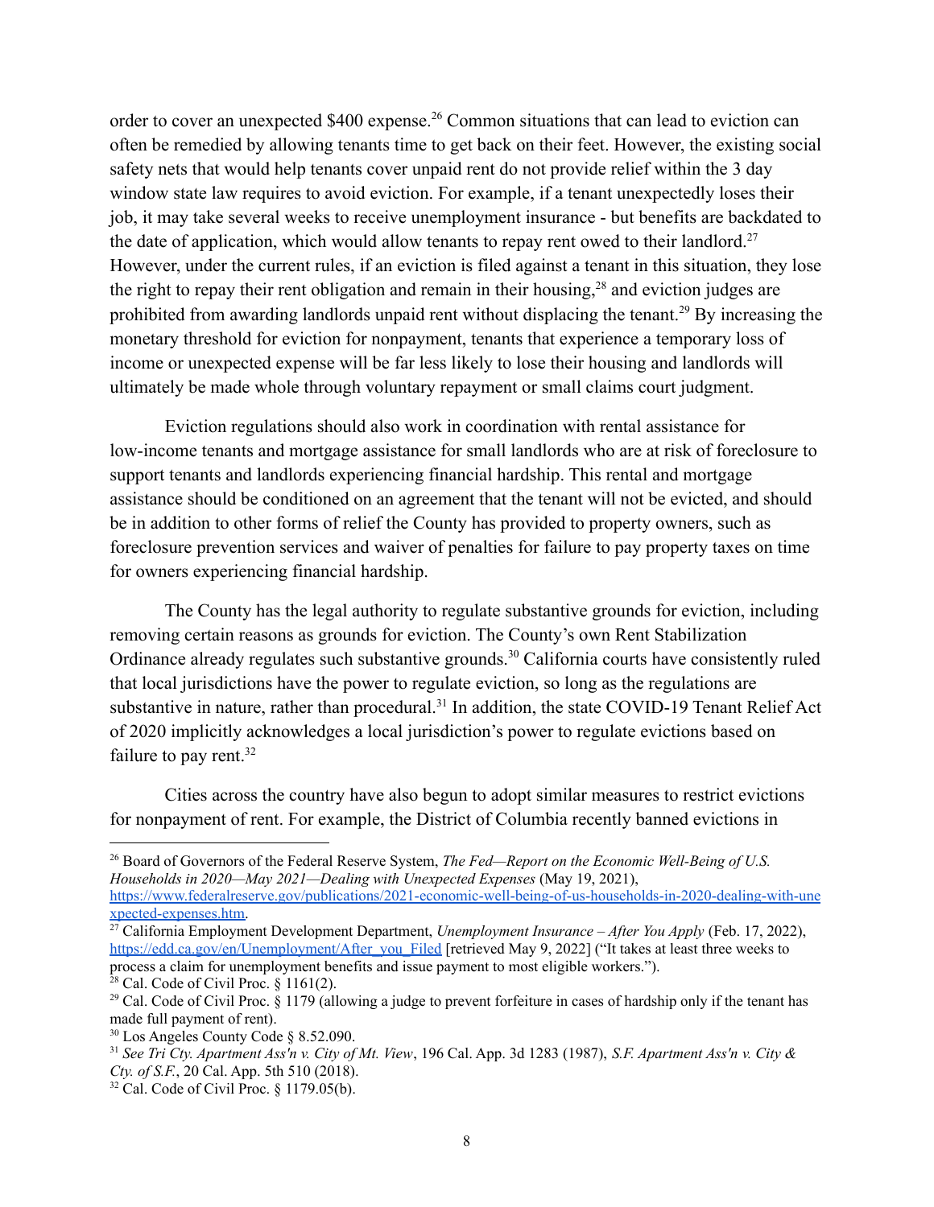order to cover an unexpected $400 expense.[26] Common situations that can lead to eviction can often be remedied by allowing tenants time to get back on their feet. However, the existing social safety nets that would help tenants cover unpaid rent do not provide relief within the 3 day window state law requires to avoid eviction. For example, if a tenant unexpectedly loses their job, it may take several weeks to receive unemployment insurance - but benefits are backdated to the date of application, which would allow tenants to repay rent owed to their landlord.[27] However, under the current rules, if an eviction is filed against a tenant in this situation, they lose the right to repay their rent obligation and remain in their housing,[28] and eviction judges are prohibited from awarding landlords unpaid rent without displacing the tenant.[29] By increasing the monetary threshold for eviction for nonpayment, tenants that experience a temporary loss of income or unexpected expense will be far less likely to lose their housing and landlords will ultimately be made whole through voluntary repayment or small claims court judgment.

Eviction regulations should also work in coordination with rental assistance for low-income tenants and mortgage assistance for small landlords who are at risk of foreclosure to support tenants and landlords experiencing financial hardship. This rental and mortgage assistance should be conditioned on an agreement that the tenant will not be evicted, and should be in addition to other forms of relief the County has provided to property owners, such as foreclosure prevention services and waiver of penalties for failure to pay property taxes on time for owners experiencing financial hardship.

The County has the legal authority to regulate substantive grounds for eviction, including removing certain reasons as grounds for eviction. The County's own Rent Stabilization Ordinance already regulates such substantive grounds.[30] California courts have consistently ruled that local jurisdictions have the power to regulate eviction, so long as the regulations are substantive in nature, rather than procedural.[31] In addition, the state COVID-19 Tenant Relief Act of 2020 implicitly acknowledges a local jurisdiction's power to regulate evictions based on failure to pay rent.[32]

Cities across the country have also begun to adopt similar measures to restrict evictions for nonpayment of rent. For example, the District of Columbia recently banned evictions in

---

[26] Board of Governors of the Federal Reserve System, *The Fed—Report on the Economic Well-Being of U.S. Households in 2020—May 2021—Dealing with Unexpected Expenses* (May 19, 2021), https://www.federalreserve.gov/publications/2021-economic-well-being-of-us-households-in-2020-dealing-with-unexpected-expenses.htm.

[27] California Employment Development Department, *Unemployment Insurance – After You Apply* (Feb. 17, 2022), https://edd.ca.gov/en/Unemployment/After_you_Filed [retrieved May 9, 2022] ("It takes at least three weeks to process a claim for unemployment benefits and issue payment to most eligible workers.").

[28] Cal. Code of Civil Proc. § 1161(2).

[29] Cal. Code of Civil Proc. § 1179 (allowing a judge to prevent forfeiture in cases of hardship only if the tenant has made full payment of rent).

[30] Los Angeles County Code § 8.52.090.

[31] *See Tri Cty. Apartment Ass'n v. City of Mt. View*, 196 Cal. App. 3d 1283 (1987), *S.F. Apartment Ass'n v. City & Cty. of S.F.*, 20 Cal. App. 5th 510 (2018).

[32] Cal. Code of Civil Proc. § 1179.05(b).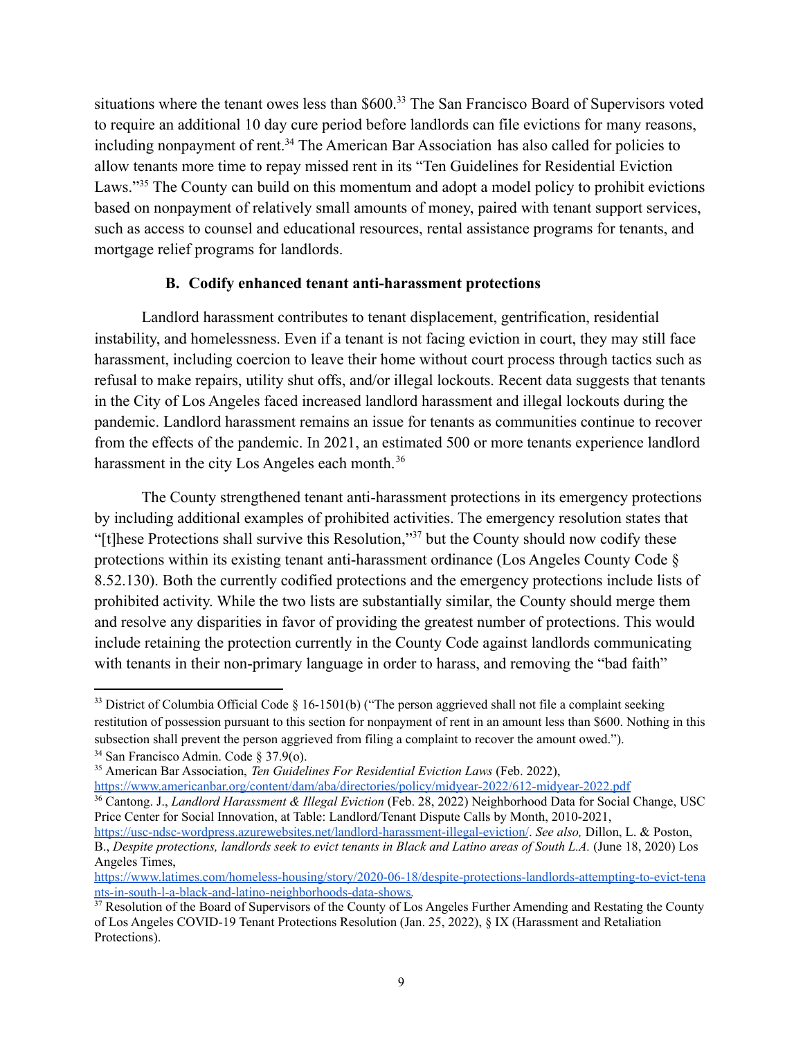situations where the tenant owes less than $600.[33] The San Francisco Board of Supervisors voted to require an additional 10 day cure period before landlords can file evictions for many reasons, including nonpayment of rent.[34] The American Bar Association has also called for policies to allow tenants more time to repay missed rent in its "Ten Guidelines for Residential Eviction Laws."[35] The County can build on this momentum and adopt a model policy to prohibit evictions based on nonpayment of relatively small amounts of money, paired with tenant support services, such as access to counsel and educational resources, rental assistance programs for tenants, and mortgage relief programs for landlords.

### B. Codify enhanced tenant anti-harassment protections

Landlord harassment contributes to tenant displacement, gentrification, residential instability, and homelessness. Even if a tenant is not facing eviction in court, they may still face harassment, including coercion to leave their home without court process through tactics such as refusal to make repairs, utility shut offs, and/or illegal lockouts. Recent data suggests that tenants in the City of Los Angeles faced increased landlord harassment and illegal lockouts during the pandemic. Landlord harassment remains an issue for tenants as communities continue to recover from the effects of the pandemic. In 2021, an estimated 500 or more tenants experience landlord harassment in the city Los Angeles each month.[36]

The County strengthened tenant anti-harassment protections in its emergency protections by including additional examples of prohibited activities. The emergency resolution states that "[t]hese Protections shall survive this Resolution,"[37] but the County should now codify these protections within its existing tenant anti-harassment ordinance (Los Angeles County Code § 8.52.130). Both the currently codified protections and the emergency protections include lists of prohibited activity. While the two lists are substantially similar, the County should merge them and resolve any disparities in favor of providing the greatest number of protections. This would include retaining the protection currently in the County Code against landlords communicating with tenants in their non-primary language in order to harass, and removing the "bad faith"

---

[33] District of Columbia Official Code § 16-1501(b) ("The person aggrieved shall not file a complaint seeking restitution of possession pursuant to this section for nonpayment of rent in an amount less than $600. Nothing in this subsection shall prevent the person aggrieved from filing a complaint to recover the amount owed.").

[34] San Francisco Admin. Code § 37.9(o).

[35] American Bar Association, *Ten Guidelines For Residential Eviction Laws* (Feb. 2022), https://www.americanbar.org/content/dam/aba/directories/policy/midyear-2022/612-midyear-2022.pdf

[36] Cantong. J., *Landlord Harassment & Illegal Eviction* (Feb. 28, 2022) Neighborhood Data for Social Change, USC Price Center for Social Innovation, at Table: Landlord/Tenant Dispute Calls by Month, 2010-2021, https://usc-ndsc-wordpress.azurewebsites.net/landlord-harassment-illegal-eviction/. *See also,* Dillon, L. & Poston, B., *Despite protections, landlords seek to evict tenants in Black and Latino areas of South L.A.* (June 18, 2020) Los Angeles Times, https://www.latimes.com/homeless-housing/story/2020-06-18/despite-protections-landlords-attempting-to-evict-tenants-in-south-l-a-black-and-latino-neighborhoods-data-shows.

[37] Resolution of the Board of Supervisors of the County of Los Angeles Further Amending and Restating the County of Los Angeles COVID-19 Tenant Protections Resolution (Jan. 25, 2022), § IX (Harassment and Retaliation Protections).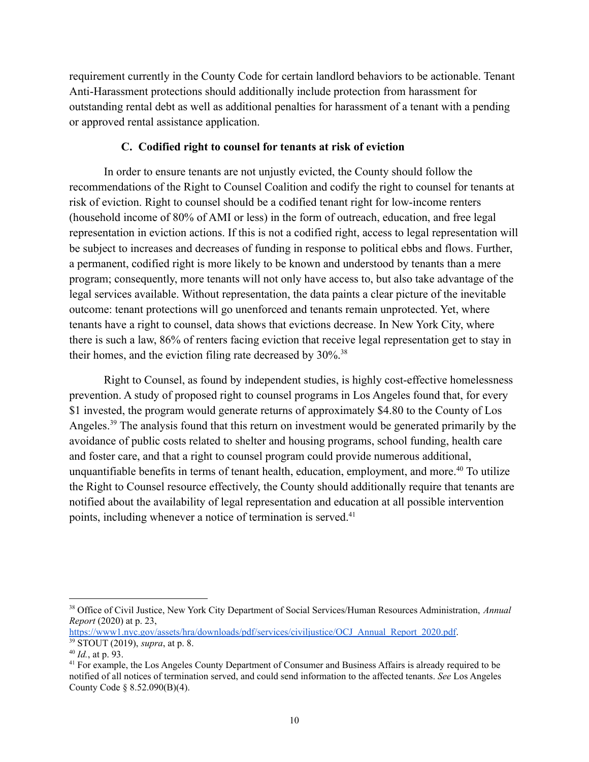requirement currently in the County Code for certain landlord behaviors to be actionable. Tenant Anti-Harassment protections should additionally include protection from harassment for outstanding rental debt as well as additional penalties for harassment of a tenant with a pending or approved rental assistance application.

### C. Codified right to counsel for tenants at risk of eviction

In order to ensure tenants are not unjustly evicted, the County should follow the recommendations of the Right to Counsel Coalition and codify the right to counsel for tenants at risk of eviction. Right to counsel should be a codified tenant right for low-income renters (household income of 80% of AMI or less) in the form of outreach, education, and free legal representation in eviction actions. If this is not a codified right, access to legal representation will be subject to increases and decreases of funding in response to political ebbs and flows. Further, a permanent, codified right is more likely to be known and understood by tenants than a mere program; consequently, more tenants will not only have access to, but also take advantage of the legal services available. Without representation, the data paints a clear picture of the inevitable outcome: tenant protections will go unenforced and tenants remain unprotected. Yet, where tenants have a right to counsel, data shows that evictions decrease. In New York City, where there is such a law, 86% of renters facing eviction that receive legal representation get to stay in their homes, and the eviction filing rate decreased by 30%.[38]

Right to Counsel, as found by independent studies, is highly cost-effective homelessness prevention. A study of proposed right to counsel programs in Los Angeles found that, for every $1 invested, the program would generate returns of approximately $4.80 to the County of Los Angeles.[39] The analysis found that this return on investment would be generated primarily by the avoidance of public costs related to shelter and housing programs, school funding, health care and foster care, and that a right to counsel program could provide numerous additional, unquantifiable benefits in terms of tenant health, education, employment, and more.[40] To utilize the Right to Counsel resource effectively, the County should additionally require that tenants are notified about the availability of legal representation and education at all possible intervention points, including whenever a notice of termination is served.[41]

---

[38] Office of Civil Justice, New York City Department of Social Services/Human Resources Administration, *Annual Report* (2020) at p. 23, https://www1.nyc.gov/assets/hra/downloads/pdf/services/civiljustice/OCJ_Annual_Report_2020.pdf.

[39] STOUT (2019), *supra*, at p. 8.

[40] *Id.*, at p. 93.

[41] For example, the Los Angeles County Department of Consumer and Business Affairs is already required to be notified of all notices of termination served, and could send information to the affected tenants. *See* Los Angeles County Code § 8.52.090(B)(4).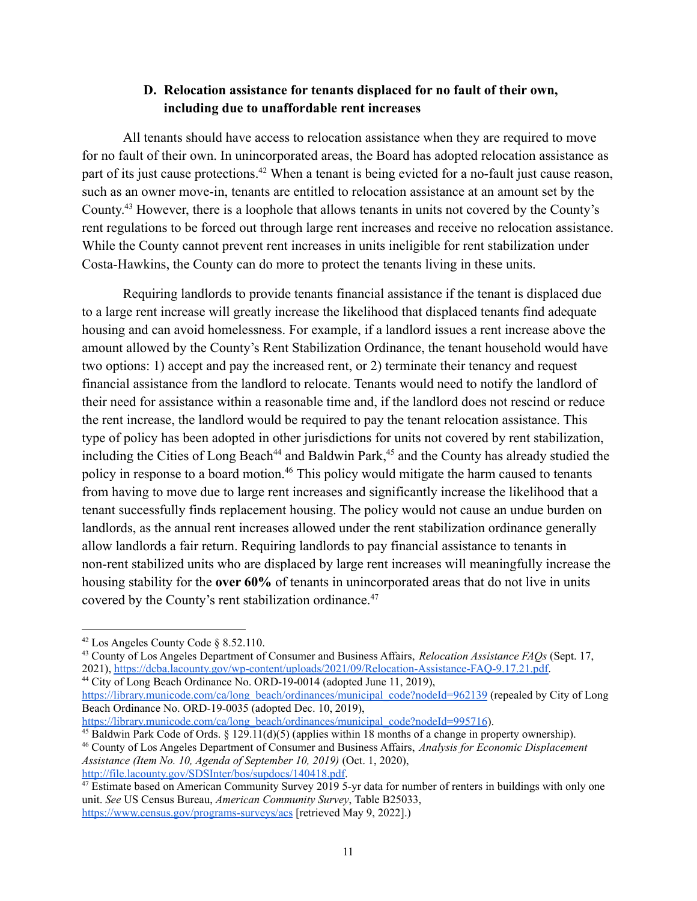### D. Relocation assistance for tenants displaced for no fault of their own, including due to unaffordable rent increases

All tenants should have access to relocation assistance when they are required to move for no fault of their own. In unincorporated areas, the Board has adopted relocation assistance as part of its just cause protections.[42] When a tenant is being evicted for a no-fault just cause reason, such as an owner move-in, tenants are entitled to relocation assistance at an amount set by the County.[43] However, there is a loophole that allows tenants in units not covered by the County's rent regulations to be forced out through large rent increases and receive no relocation assistance. While the County cannot prevent rent increases in units ineligible for rent stabilization under Costa-Hawkins, the County can do more to protect the tenants living in these units.

Requiring landlords to provide tenants financial assistance if the tenant is displaced due to a large rent increase will greatly increase the likelihood that displaced tenants find adequate housing and can avoid homelessness. For example, if a landlord issues a rent increase above the amount allowed by the County's Rent Stabilization Ordinance, the tenant household would have two options: 1) accept and pay the increased rent, or 2) terminate their tenancy and request financial assistance from the landlord to relocate. Tenants would need to notify the landlord of their need for assistance within a reasonable time and, if the landlord does not rescind or reduce the rent increase, the landlord would be required to pay the tenant relocation assistance. This type of policy has been adopted in other jurisdictions for units not covered by rent stabilization, including the Cities of Long Beach[44] and Baldwin Park,[45] and the County has already studied the policy in response to a board motion.[46] This policy would mitigate the harm caused to tenants from having to move due to large rent increases and significantly increase the likelihood that a tenant successfully finds replacement housing. The policy would not cause an undue burden on landlords, as the annual rent increases allowed under the rent stabilization ordinance generally allow landlords a fair return. Requiring landlords to pay financial assistance to tenants in non-rent stabilized units who are displaced by large rent increases will meaningfully increase the housing stability for the **over 60%** of tenants in unincorporated areas that do not live in units covered by the County's rent stabilization ordinance.[47]

---

[42] Los Angeles County Code § 8.52.110.

[43] County of Los Angeles Department of Consumer and Business Affairs, *Relocation Assistance FAQs* (Sept. 17, 2021), https://dcba.lacounty.gov/wp-content/uploads/2021/09/Relocation-Assistance-FAQ-9.17.21.pdf.

[44] City of Long Beach Ordinance No. ORD-19-0014 (adopted June 11, 2019), https://library.municode.com/ca/long_beach/ordinances/municipal_code?nodeId=962139 (repealed by City of Long Beach Ordinance No. ORD-19-0035 (adopted Dec. 10, 2019), https://library.municode.com/ca/long_beach/ordinances/municipal_code?nodeId=995716).

[45] Baldwin Park Code of Ords. § 129.11(d)(5) (applies within 18 months of a change in property ownership).

[46] County of Los Angeles Department of Consumer and Business Affairs, *Analysis for Economic Displacement Assistance (Item No. 10, Agenda of September 10, 2019)* (Oct. 1, 2020), http://file.lacounty.gov/SDSInter/bos/supdocs/140418.pdf.

[47] Estimate based on American Community Survey 2019 5-yr data for number of renters in buildings with only one unit. *See* US Census Bureau, *American Community Survey*, Table B25033, https://www.census.gov/programs-surveys/acs [retrieved May 9, 2022].)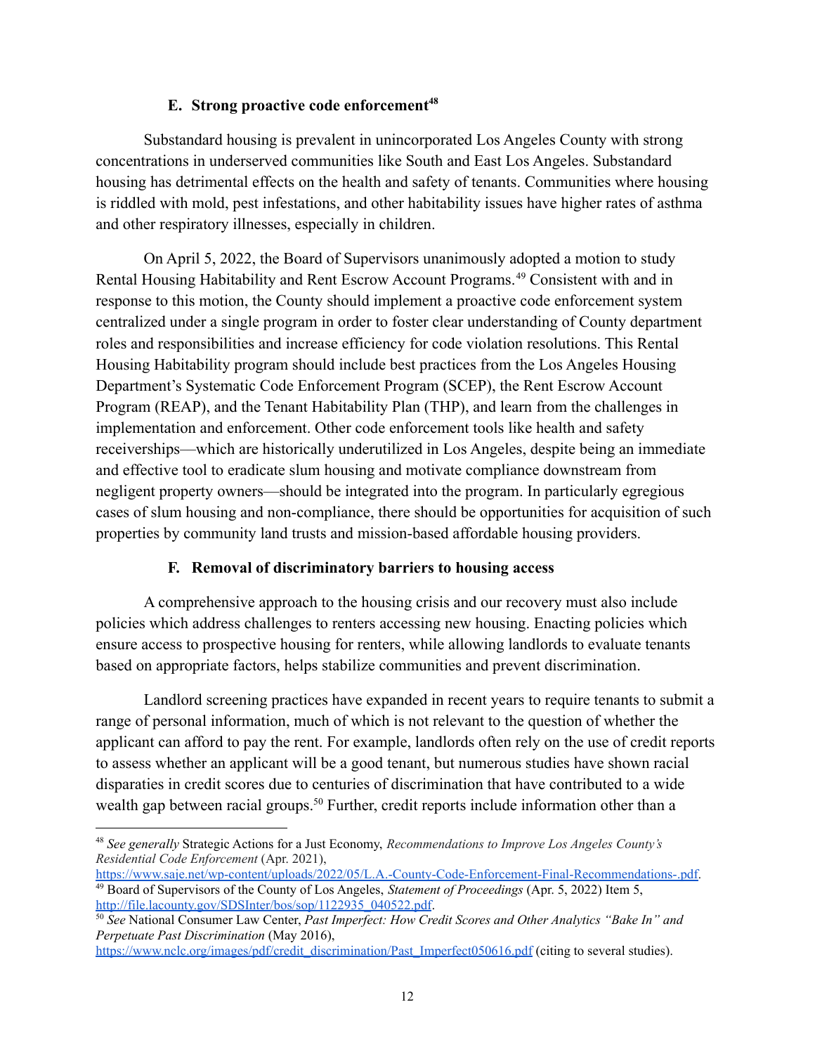### E. Strong proactive code enforcement[48]

Substandard housing is prevalent in unincorporated Los Angeles County with strong concentrations in underserved communities like South and East Los Angeles. Substandard housing has detrimental effects on the health and safety of tenants. Communities where housing is riddled with mold, pest infestations, and other habitability issues have higher rates of asthma and other respiratory illnesses, especially in children.

On April 5, 2022, the Board of Supervisors unanimously adopted a motion to study Rental Housing Habitability and Rent Escrow Account Programs.[49] Consistent with and in response to this motion, the County should implement a proactive code enforcement system centralized under a single program in order to foster clear understanding of County department roles and responsibilities and increase efficiency for code violation resolutions. This Rental Housing Habitability program should include best practices from the Los Angeles Housing Department's Systematic Code Enforcement Program (SCEP), the Rent Escrow Account Program (REAP), and the Tenant Habitability Plan (THP), and learn from the challenges in implementation and enforcement. Other code enforcement tools like health and safety receiverships—which are historically underutilized in Los Angeles, despite being an immediate and effective tool to eradicate slum housing and motivate compliance downstream from negligent property owners—should be integrated into the program. In particularly egregious cases of slum housing and non-compliance, there should be opportunities for acquisition of such properties by community land trusts and mission-based affordable housing providers.

### F. Removal of discriminatory barriers to housing access

A comprehensive approach to the housing crisis and our recovery must also include policies which address challenges to renters accessing new housing. Enacting policies which ensure access to prospective housing for renters, while allowing landlords to evaluate tenants based on appropriate factors, helps stabilize communities and prevent discrimination.

Landlord screening practices have expanded in recent years to require tenants to submit a range of personal information, much of which is not relevant to the question of whether the applicant can afford to pay the rent. For example, landlords often rely on the use of credit reports to assess whether an applicant will be a good tenant, but numerous studies have shown racial disparities in credit scores due to centuries of discrimination that have contributed to a wide wealth gap between racial groups.[50] Further, credit reports include information other than a

---

[48] *See generally* Strategic Actions for a Just Economy, *Recommendations to Improve Los Angeles County's Residential Code Enforcement* (Apr. 2021), https://www.saje.net/wp-content/uploads/2022/05/L.A.-County-Code-Enforcement-Final-Recommendations-.pdf.

[49] Board of Supervisors of the County of Los Angeles, *Statement of Proceedings* (Apr. 5, 2022) Item 5, http://file.lacounty.gov/SDSInter/bos/sop/1122935_040522.pdf.

[50] *See* National Consumer Law Center, *Past Imperfect: How Credit Scores and Other Analytics "Bake In" and Perpetuate Past Discrimination* (May 2016), https://www.nclc.org/images/pdf/credit_discrimination/Past_Imperfect050616.pdf (citing to several studies).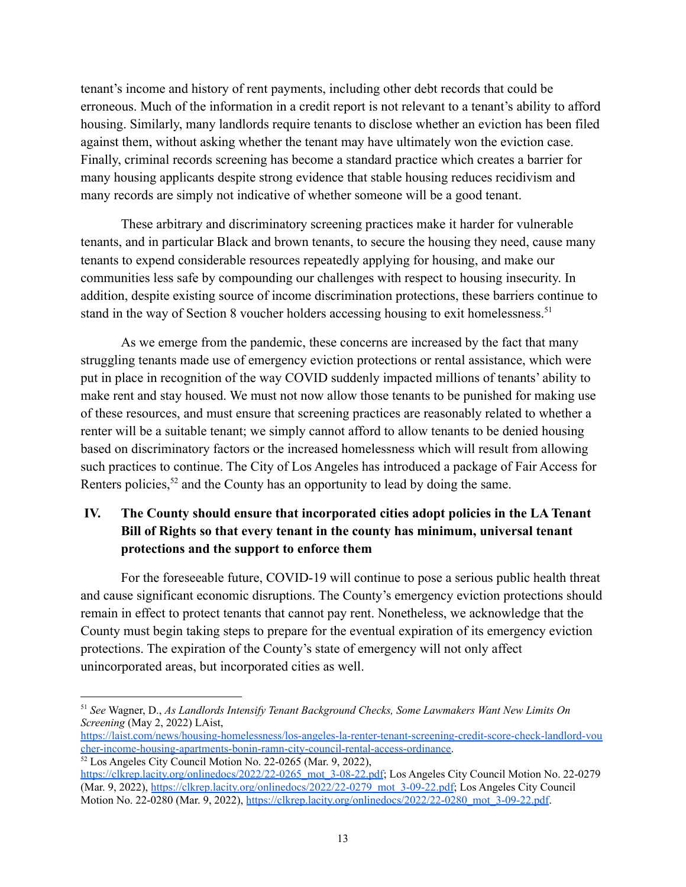tenant's income and history of rent payments, including other debt records that could be erroneous. Much of the information in a credit report is not relevant to a tenant's ability to afford housing. Similarly, many landlords require tenants to disclose whether an eviction has been filed against them, without asking whether the tenant may have ultimately won the eviction case. Finally, criminal records screening has become a standard practice which creates a barrier for many housing applicants despite strong evidence that stable housing reduces recidivism and many records are simply not indicative of whether someone will be a good tenant.

These arbitrary and discriminatory screening practices make it harder for vulnerable tenants, and in particular Black and brown tenants, to secure the housing they need, cause many tenants to expend considerable resources repeatedly applying for housing, and make our communities less safe by compounding our challenges with respect to housing insecurity. In addition, despite existing source of income discrimination protections, these barriers continue to stand in the way of Section 8 voucher holders accessing housing to exit homelessness.[51]

As we emerge from the pandemic, these concerns are increased by the fact that many struggling tenants made use of emergency eviction protections or rental assistance, which were put in place in recognition of the way COVID suddenly impacted millions of tenants' ability to make rent and stay housed. We must not now allow those tenants to be punished for making use of these resources, and must ensure that screening practices are reasonably related to whether a renter will be a suitable tenant; we simply cannot afford to allow tenants to be denied housing based on discriminatory factors or the increased homelessness which will result from allowing such practices to continue. The City of Los Angeles has introduced a package of Fair Access for Renters policies,[52] and the County has an opportunity to lead by doing the same.

## IV. The County should ensure that incorporated cities adopt policies in the LA Tenant Bill of Rights so that every tenant in the county has minimum, universal tenant protections and the support to enforce them

For the foreseeable future, COVID-19 will continue to pose a serious public health threat and cause significant economic disruptions. The County's emergency eviction protections should remain in effect to protect tenants that cannot pay rent. Nonetheless, we acknowledge that the County must begin taking steps to prepare for the eventual expiration of its emergency eviction protections. The expiration of the County's state of emergency will not only affect unincorporated areas, but incorporated cities as well.

---

[51] *See* Wagner, D., *As Landlords Intensify Tenant Background Checks, Some Lawmakers Want New Limits On Screening* (May 2, 2022) LAist, https://laist.com/news/housing-homelessness/los-angeles-la-renter-tenant-screening-credit-score-check-landlord-voucher-income-housing-apartments-bonin-ramn-city-council-rental-access-ordinance.

[52] Los Angeles City Council Motion No. 22-0265 (Mar. 9, 2022), https://clkrep.lacity.org/onlinedocs/2022/22-0265_mot_3-08-22.pdf; Los Angeles City Council Motion No. 22-0279 (Mar. 9, 2022), https://clkrep.lacity.org/onlinedocs/2022/22-0279_mot_3-09-22.pdf; Los Angeles City Council Motion No. 22-0280 (Mar. 9, 2022), https://clkrep.lacity.org/onlinedocs/2022/22-0280_mot_3-09-22.pdf.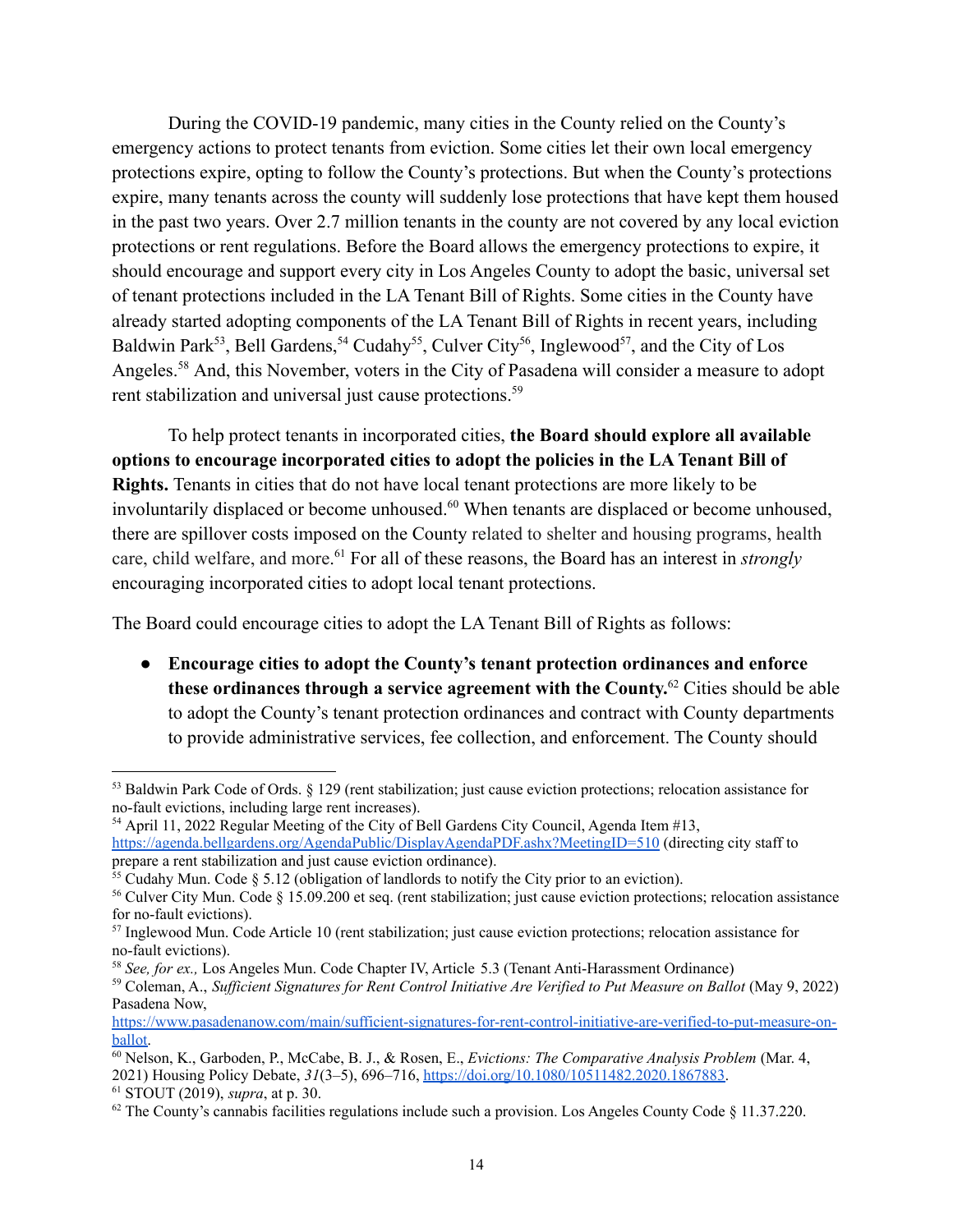During the COVID-19 pandemic, many cities in the County relied on the County's emergency actions to protect tenants from eviction. Some cities let their own local emergency protections expire, opting to follow the County's protections. But when the County's protections expire, many tenants across the county will suddenly lose protections that have kept them housed in the past two years. Over 2.7 million tenants in the county are not covered by any local eviction protections or rent regulations. Before the Board allows the emergency protections to expire, it should encourage and support every city in Los Angeles County to adopt the basic, universal set of tenant protections included in the LA Tenant Bill of Rights. Some cities in the County have already started adopting components of the LA Tenant Bill of Rights in recent years, including Baldwin Park[53], Bell Gardens,[54] Cudahy[55], Culver City[56], Inglewood[57], and the City of Los Angeles.[58] And, this November, voters in the City of Pasadena will consider a measure to adopt rent stabilization and universal just cause protections.[59]

To help protect tenants in incorporated cities, **the Board should explore all available options to encourage incorporated cities to adopt the policies in the LA Tenant Bill of Rights.** Tenants in cities that do not have local tenant protections are more likely to be involuntarily displaced or become unhoused.[60] When tenants are displaced or become unhoused, there are spillover costs imposed on the County related to shelter and housing programs, health care, child welfare, and more.[61] For all of these reasons, the Board has an interest in *strongly* encouraging incorporated cities to adopt local tenant protections.

The Board could encourage cities to adopt the LA Tenant Bill of Rights as follows:

- **Encourage cities to adopt the County's tenant protection ordinances and enforce these ordinances through a service agreement with the County.**[62] Cities should be able to adopt the County's tenant protection ordinances and contract with County departments to provide administrative services, fee collection, and enforcement. The County should

---

[53] Baldwin Park Code of Ords. § 129 (rent stabilization; just cause eviction protections; relocation assistance for no-fault evictions, including large rent increases).

[54] April 11, 2022 Regular Meeting of the City of Bell Gardens City Council, Agenda Item #13, https://agenda.bellgardens.org/AgendaPublic/DisplayAgendaPDF.ashx?MeetingID=510 (directing city staff to prepare a rent stabilization and just cause eviction ordinance).

[55] Cudahy Mun. Code § 5.12 (obligation of landlords to notify the City prior to an eviction).

[56] Culver City Mun. Code § 15.09.200 et seq. (rent stabilization; just cause eviction protections; relocation assistance for no-fault evictions).

[57] Inglewood Mun. Code Article 10 (rent stabilization; just cause eviction protections; relocation assistance for no-fault evictions).

[58] *See, for ex.,* Los Angeles Mun. Code Chapter IV, Article 5.3 (Tenant Anti-Harassment Ordinance)

[59] Coleman, A., *Sufficient Signatures for Rent Control Initiative Are Verified to Put Measure on Ballot* (May 9, 2022) Pasadena Now, https://www.pasadenanow.com/main/sufficient-signatures-for-rent-control-initiative-are-verified-to-put-measure-on-ballot.

[60] Nelson, K., Garboden, P., McCabe, B. J., & Rosen, E., *Evictions: The Comparative Analysis Problem* (Mar. 4, 2021) Housing Policy Debate, *31*(3–5), 696–716, https://doi.org/10.1080/10511482.2020.1867883.

[61] STOUT (2019), *supra*, at p. 30.

[62] The County's cannabis facilities regulations include such a provision. Los Angeles County Code § 11.37.220.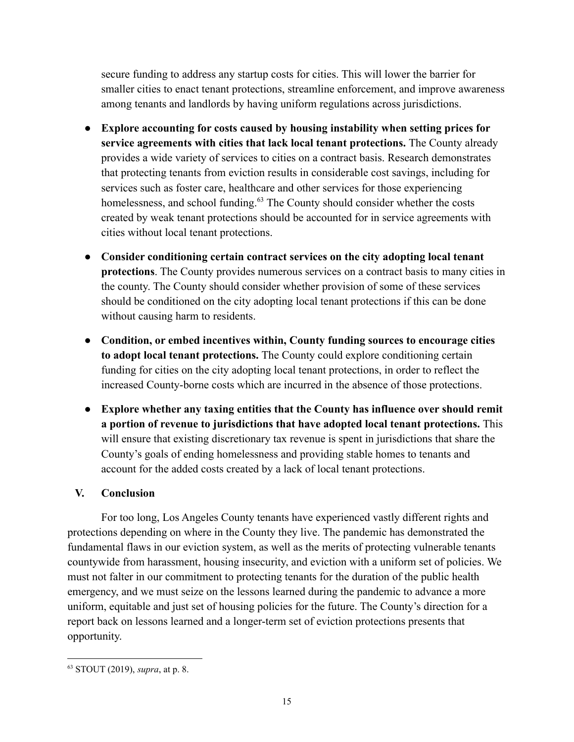secure funding to address any startup costs for cities. This will lower the barrier for smaller cities to enact tenant protections, streamline enforcement, and improve awareness among tenants and landlords by having uniform regulations across jurisdictions.

- **Explore accounting for costs caused by housing instability when setting prices for service agreements with cities that lack local tenant protections.** The County already provides a wide variety of services to cities on a contract basis. Research demonstrates that protecting tenants from eviction results in considerable cost savings, including for services such as foster care, healthcare and other services for those experiencing homelessness, and school funding.[63] The County should consider whether the costs created by weak tenant protections should be accounted for in service agreements with cities without local tenant protections.

- **Consider conditioning certain contract services on the city adopting local tenant protections**. The County provides numerous services on a contract basis to many cities in the county. The County should consider whether provision of some of these services should be conditioned on the city adopting local tenant protections if this can be done without causing harm to residents.

- **Condition, or embed incentives within, County funding sources to encourage cities to adopt local tenant protections.** The County could explore conditioning certain funding for cities on the city adopting local tenant protections, in order to reflect the increased County-borne costs which are incurred in the absence of those protections.

- **Explore whether any taxing entities that the County has influence over should remit a portion of revenue to jurisdictions that have adopted local tenant protections.** This will ensure that existing discretionary tax revenue is spent in jurisdictions that share the County's goals of ending homelessness and providing stable homes to tenants and account for the added costs created by a lack of local tenant protections.

## V. Conclusion

For too long, Los Angeles County tenants have experienced vastly different rights and protections depending on where in the County they live. The pandemic has demonstrated the fundamental flaws in our eviction system, as well as the merits of protecting vulnerable tenants countywide from harassment, housing insecurity, and eviction with a uniform set of policies. We must not falter in our commitment to protecting tenants for the duration of the public health emergency, and we must seize on the lessons learned during the pandemic to advance a more uniform, equitable and just set of housing policies for the future. The County's direction for a report back on lessons learned and a longer-term set of eviction protections presents that opportunity.

---

[63] STOUT (2019), *supra*, at p. 8.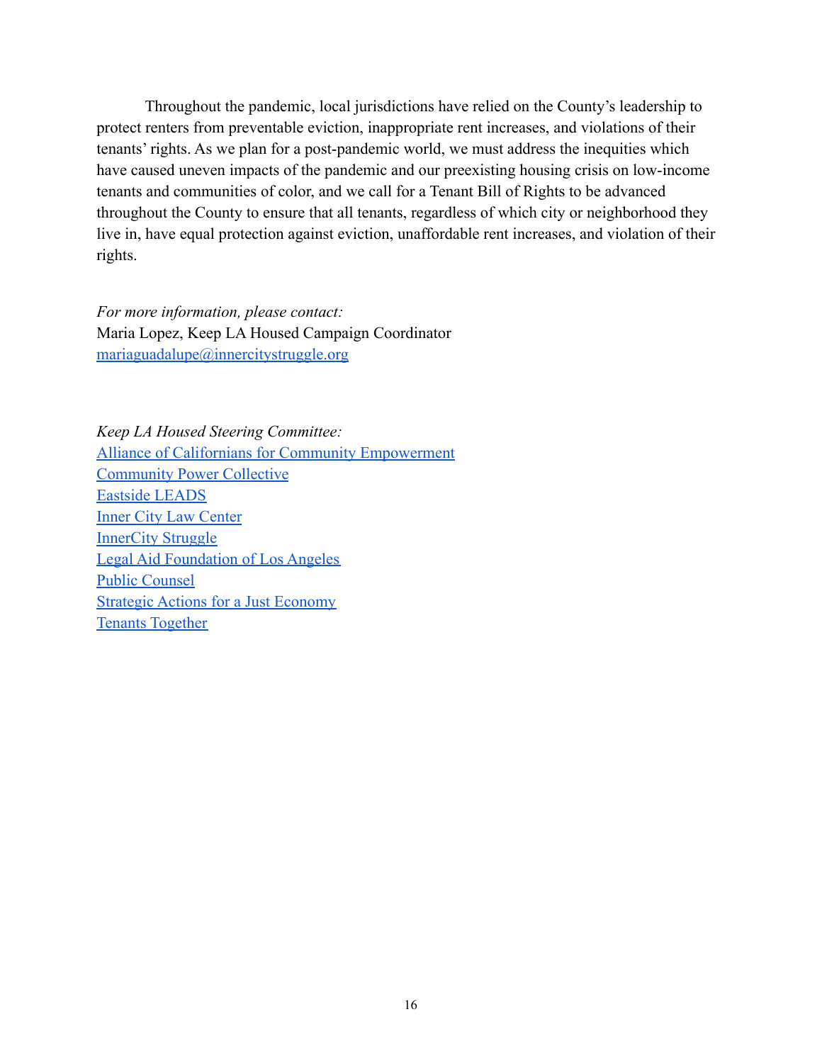Throughout the pandemic, local jurisdictions have relied on the County's leadership to protect renters from preventable eviction, inappropriate rent increases, and violations of their tenants' rights. As we plan for a post-pandemic world, we must address the inequities which have caused uneven impacts of the pandemic and our preexisting housing crisis on low-income tenants and communities of color, and we call for a Tenant Bill of Rights to be advanced throughout the County to ensure that all tenants, regardless of which city or neighborhood they live in, have equal protection against eviction, unaffordable rent increases, and violation of their rights.

*For more information, please contact:*
Maria Lopez, Keep LA Housed Campaign Coordinator
mariaguadalupe@innercitystruggle.org

*Keep LA Housed Steering Committee:*
Alliance of Californians for Community Empowerment
Community Power Collective
Eastside LEADS
Inner City Law Center
InnerCity Struggle
Legal Aid Foundation of Los Angeles
Public Counsel
Strategic Actions for a Just Economy
Tenants Together